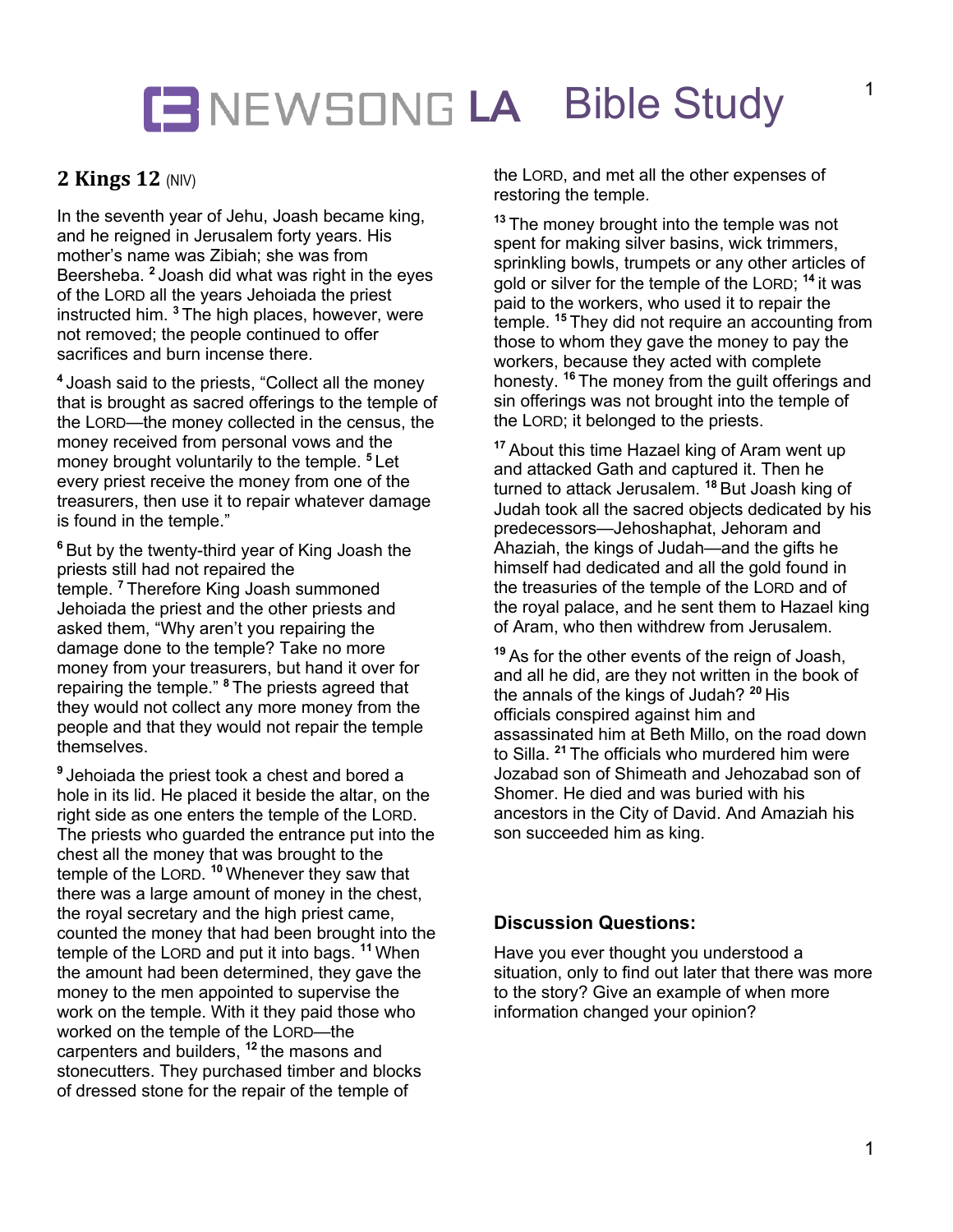# NEWSONG LA Bible Study

## 2 Kings 12 (NIV)

In the seventh year of Jehu, Joash became king, and he reigned in Jerusalem forty years. His mother's name was Zibiah; she was from Beersheba. [2] Joash did what was right in the eyes of the LORD all the years Jehoiada the priest instructed him. [3] The high places, however, were not removed; the people continued to offer sacrifices and burn incense there.

[4] Joash said to the priests, "Collect all the money that is brought as sacred offerings to the temple of the LORD—the money collected in the census, the money received from personal vows and the money brought voluntarily to the temple. [5] Let every priest receive the money from one of the treasurers, then use it to repair whatever damage is found in the temple."

[6] But by the twenty-third year of King Joash the priests still had not repaired the temple. [7] Therefore King Joash summoned Jehoiada the priest and the other priests and asked them, "Why aren't you repairing the damage done to the temple? Take no more money from your treasurers, but hand it over for repairing the temple." [8] The priests agreed that they would not collect any more money from the people and that they would not repair the temple themselves.

[9] Jehoiada the priest took a chest and bored a hole in its lid. He placed it beside the altar, on the right side as one enters the temple of the LORD. The priests who guarded the entrance put into the chest all the money that was brought to the temple of the LORD. [10] Whenever they saw that there was a large amount of money in the chest, the royal secretary and the high priest came, counted the money that had been brought into the temple of the LORD and put it into bags. [11] When the amount had been determined, they gave the money to the men appointed to supervise the work on the temple. With it they paid those who worked on the temple of the LORD—the carpenters and builders, [12] the masons and stonecutters. They purchased timber and blocks of dressed stone for the repair of the temple of the LORD, and met all the other expenses of restoring the temple.

[13] The money brought into the temple was not spent for making silver basins, wick trimmers, sprinkling bowls, trumpets or any other articles of gold or silver for the temple of the LORD; [14] it was paid to the workers, who used it to repair the temple. [15] They did not require an accounting from those to whom they gave the money to pay the workers, because they acted with complete honesty. [16] The money from the guilt offerings and sin offerings was not brought into the temple of the LORD; it belonged to the priests.

[17] About this time Hazael king of Aram went up and attacked Gath and captured it. Then he turned to attack Jerusalem. [18] But Joash king of Judah took all the sacred objects dedicated by his predecessors—Jehoshaphat, Jehoram and Ahaziah, the kings of Judah—and the gifts he himself had dedicated and all the gold found in the treasuries of the temple of the LORD and of the royal palace, and he sent them to Hazael king of Aram, who then withdrew from Jerusalem.

[19] As for the other events of the reign of Joash, and all he did, are they not written in the book of the annals of the kings of Judah? [20] His officials conspired against him and assassinated him at Beth Millo, on the road down to Silla. [21] The officials who murdered him were Jozabad son of Shimeath and Jehozabad son of Shomer. He died and was buried with his ancestors in the City of David. And Amaziah his son succeeded him as king.

### Discussion Questions:

Have you ever thought you understood a situation, only to find out later that there was more to the story? Give an example of when more information changed your opinion?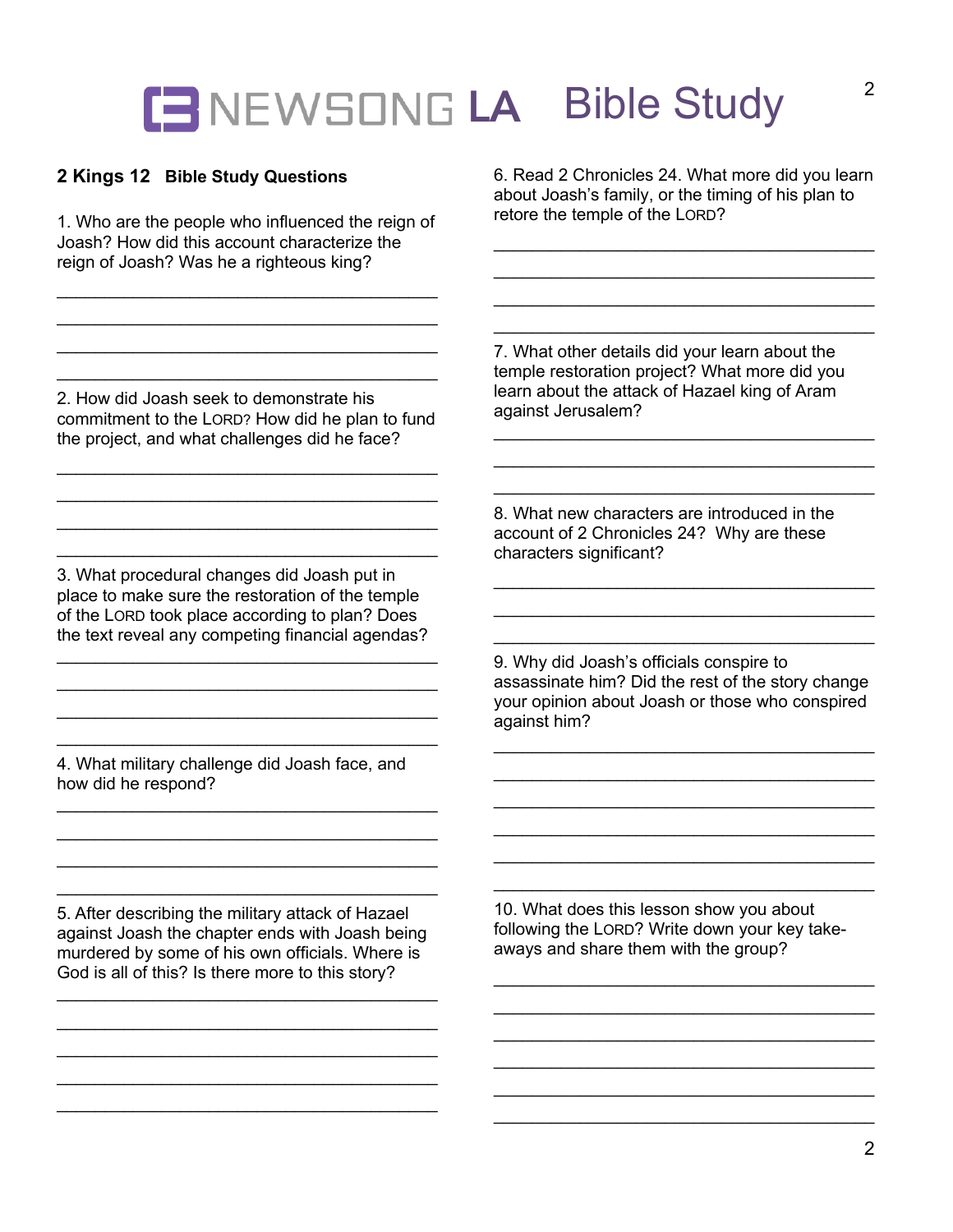# NEWSONG LA Bible Study

## 2 Kings 12 Bible Study Questions

1. Who are the people who influenced the reign of Joash? How did this account characterize the reign of Joash? Was he a righteous king?

______________________________________
______________________________________
______________________________________
______________________________________

2. How did Joash seek to demonstrate his commitment to the LORD? How did he plan to fund the project, and what challenges did he face?

______________________________________
______________________________________
______________________________________
______________________________________

3. What procedural changes did Joash put in place to make sure the restoration of the temple of the LORD took place according to plan? Does the text reveal any competing financial agendas?

______________________________________
______________________________________
______________________________________
______________________________________

4. What military challenge did Joash face, and how did he respond?

______________________________________
______________________________________
______________________________________
______________________________________

5. After describing the military attack of Hazael against Joash the chapter ends with Joash being murdered by some of his own officials. Where is God is all of this? Is there more to this story?

______________________________________
______________________________________
______________________________________
______________________________________
______________________________________

6. Read 2 Chronicles 24. What more did you learn about Joash's family, or the timing of his plan to retore the temple of the LORD?

______________________________________
______________________________________
______________________________________
______________________________________

7. What other details did your learn about the temple restoration project? What more did you learn about the attack of Hazael king of Aram against Jerusalem?

______________________________________
______________________________________
______________________________________

8. What new characters are introduced in the account of 2 Chronicles 24? Why are these characters significant?

______________________________________
______________________________________
______________________________________

9. Why did Joash's officials conspire to assassinate him? Did the rest of the story change your opinion about Joash or those who conspired against him?

______________________________________
______________________________________
______________________________________
______________________________________
______________________________________
______________________________________

10. What does this lesson show you about following the LORD? Write down your key take-aways and share them with the group?

______________________________________
______________________________________
______________________________________
______________________________________
______________________________________
______________________________________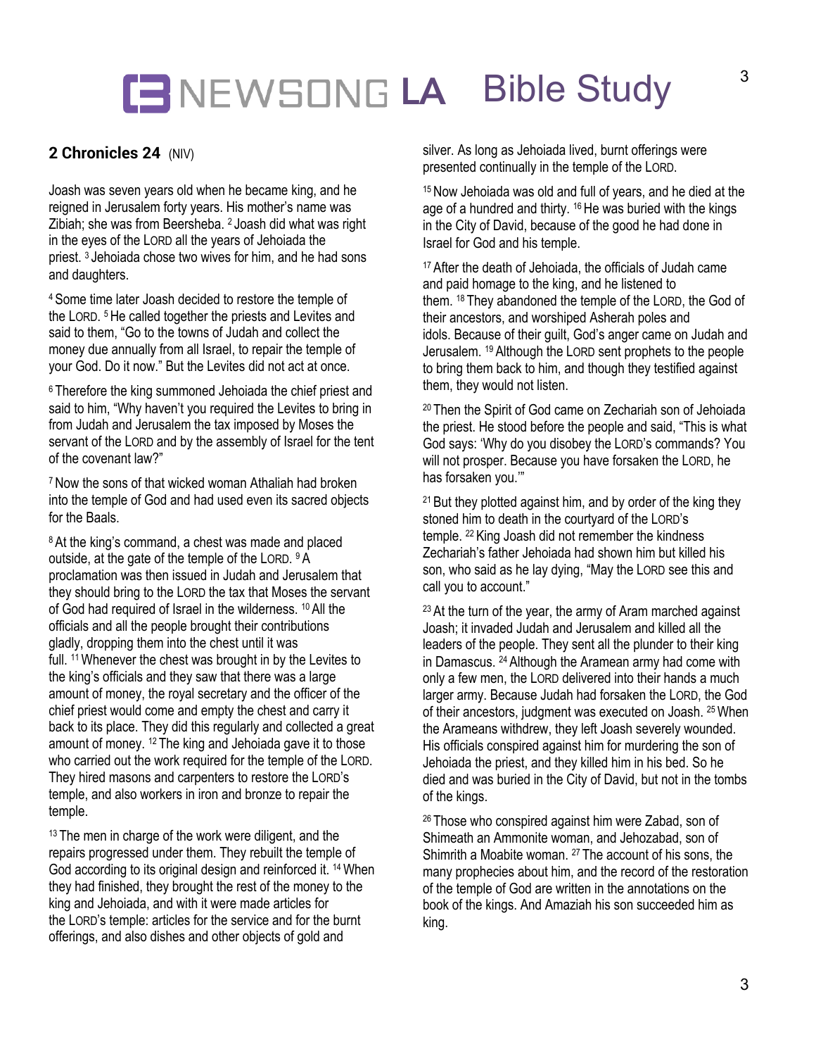## 2 Chronicles 24 (NIV)

Joash was seven years old when he became king, and he reigned in Jerusalem forty years. His mother's name was Zibiah; she was from Beersheba. [2] Joash did what was right in the eyes of the LORD all the years of Jehoiada the priest. [3] Jehoiada chose two wives for him, and he had sons and daughters.

[4] Some time later Joash decided to restore the temple of the LORD. [5] He called together the priests and Levites and said to them, "Go to the towns of Judah and collect the money due annually from all Israel, to repair the temple of your God. Do it now." But the Levites did not act at once.

[6] Therefore the king summoned Jehoiada the chief priest and said to him, "Why haven't you required the Levites to bring in from Judah and Jerusalem the tax imposed by Moses the servant of the LORD and by the assembly of Israel for the tent of the covenant law?"

[7] Now the sons of that wicked woman Athaliah had broken into the temple of God and had used even its sacred objects for the Baals.

[8] At the king's command, a chest was made and placed outside, at the gate of the temple of the LORD. [9] A proclamation was then issued in Judah and Jerusalem that they should bring to the LORD the tax that Moses the servant of God had required of Israel in the wilderness. [10] All the officials and all the people brought their contributions gladly, dropping them into the chest until it was full. [11] Whenever the chest was brought in by the Levites to the king's officials and they saw that there was a large amount of money, the royal secretary and the officer of the chief priest would come and empty the chest and carry it back to its place. They did this regularly and collected a great amount of money. [12] The king and Jehoiada gave it to those who carried out the work required for the temple of the LORD. They hired masons and carpenters to restore the LORD's temple, and also workers in iron and bronze to repair the temple.

[13] The men in charge of the work were diligent, and the repairs progressed under them. They rebuilt the temple of God according to its original design and reinforced it. [14] When they had finished, they brought the rest of the money to the king and Jehoiada, and with it were made articles for the LORD's temple: articles for the service and for the burnt offerings, and also dishes and other objects of gold and silver. As long as Jehoiada lived, burnt offerings were presented continually in the temple of the LORD.

[15] Now Jehoiada was old and full of years, and he died at the age of a hundred and thirty. [16] He was buried with the kings in the City of David, because of the good he had done in Israel for God and his temple.

[17] After the death of Jehoiada, the officials of Judah came and paid homage to the king, and he listened to them. [18] They abandoned the temple of the LORD, the God of their ancestors, and worshiped Asherah poles and idols. Because of their guilt, God's anger came on Judah and Jerusalem. [19] Although the LORD sent prophets to the people to bring them back to him, and though they testified against them, they would not listen.

[20] Then the Spirit of God came on Zechariah son of Jehoiada the priest. He stood before the people and said, "This is what God says: 'Why do you disobey the LORD's commands? You will not prosper. Because you have forsaken the LORD, he has forsaken you.'"

[21] But they plotted against him, and by order of the king they stoned him to death in the courtyard of the LORD's temple. [22] King Joash did not remember the kindness Zechariah's father Jehoiada had shown him but killed his son, who said as he lay dying, "May the LORD see this and call you to account."

[23] At the turn of the year, the army of Aram marched against Joash; it invaded Judah and Jerusalem and killed all the leaders of the people. They sent all the plunder to their king in Damascus. [24] Although the Aramean army had come with only a few men, the LORD delivered into their hands a much larger army. Because Judah had forsaken the LORD, the God of their ancestors, judgment was executed on Joash. [25] When the Arameans withdrew, they left Joash severely wounded. His officials conspired against him for murdering the son of Jehoiada the priest, and they killed him in his bed. So he died and was buried in the City of David, but not in the tombs of the kings.

[26] Those who conspired against him were Zabad, son of Shimeath an Ammonite woman, and Jehozabad, son of Shimrith a Moabite woman. [27] The account of his sons, the many prophecies about him, and the record of the restoration of the temple of God are written in the annotations on the book of the kings. And Amaziah his son succeeded him as king.